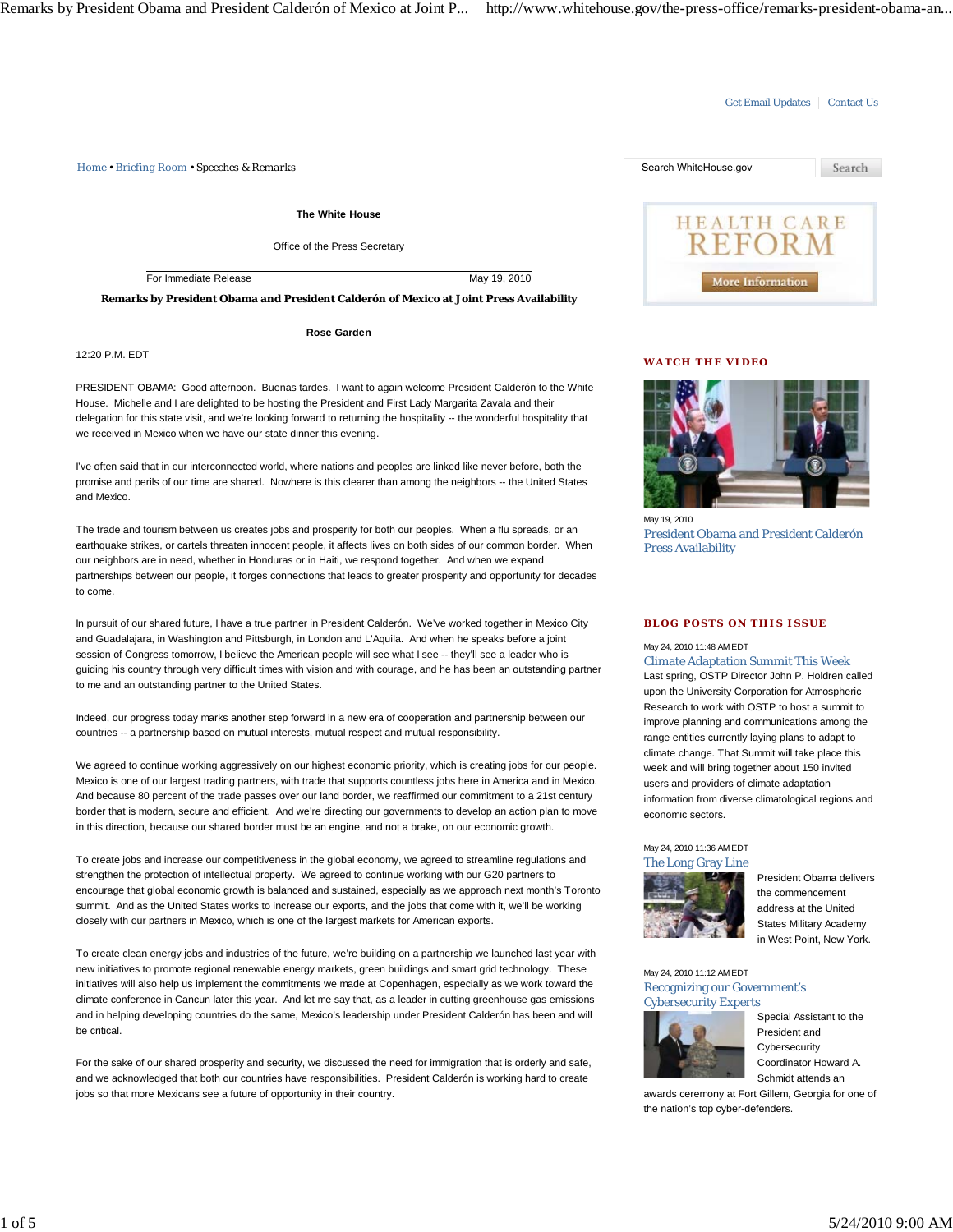Get Email Updates | Contact Us

Home • Briefing Room • Speeches & Remarks

**The White House**

Office of the Press Secretary

For Immediate Release May 19, 2010

**Remarks by President Obama and President Calderón of Mexico at Joint Press Availability**

**Rose Garden**

12:20 P.M. EDT

PRESIDENT OBAMA: Good afternoon. Buenas tardes. I want to again welcome President Calderón to the White House. Michelle and I are delighted to be hosting the President and First Lady Margarita Zavala and their delegation for this state visit, and we're looking forward to returning the hospitality -- the wonderful hospitality that we received in Mexico when we have our state dinner this evening.

I've often said that in our interconnected world, where nations and peoples are linked like never before, both the promise and perils of our time are shared. Nowhere is this clearer than among the neighbors -- the United States and Mexico.

The trade and tourism between us creates jobs and prosperity for both our peoples. When a flu spreads, or an earthquake strikes, or cartels threaten innocent people, it affects lives on both sides of our common border. When our neighbors are in need, whether in Honduras or in Haiti, we respond together. And when we expand partnerships between our people, it forges connections that leads to greater prosperity and opportunity for decades to come.

In pursuit of our shared future, I have a true partner in President Calderón. We've worked together in Mexico City and Guadalajara, in Washington and Pittsburgh, in London and L'Aquila. And when he speaks before a joint session of Congress tomorrow, I believe the American people will see what I see -- they'll see a leader who is guiding his country through very difficult times with vision and with courage, and he has been an outstanding partner to me and an outstanding partner to the United States.

Indeed, our progress today marks another step forward in a new era of cooperation and partnership between our countries -- a partnership based on mutual interests, mutual respect and mutual responsibility.

We agreed to continue working aggressively on our highest economic priority, which is creating jobs for our people. Mexico is one of our largest trading partners, with trade that supports countless jobs here in America and in Mexico. And because 80 percent of the trade passes over our land border, we reaffirmed our commitment to a 21st century border that is modern, secure and efficient. And we're directing our governments to develop an action plan to move in this direction, because our shared border must be an engine, and not a brake, on our economic growth.

To create jobs and increase our competitiveness in the global economy, we agreed to streamline regulations and strengthen the protection of intellectual property. We agreed to continue working with our G20 partners to encourage that global economic growth is balanced and sustained, especially as we approach next month's Toronto summit. And as the United States works to increase our exports, and the jobs that come with it, we'll be working closely with our partners in Mexico, which is one of the largest markets for American exports.

To create clean energy jobs and industries of the future, we're building on a partnership we launched last year with new initiatives to promote regional renewable energy markets, green buildings and smart grid technology. These initiatives will also help us implement the commitments we made at Copenhagen, especially as we work toward the climate conference in Cancun later this year. And let me say that, as a leader in cutting greenhouse gas emissions and in helping developing countries do the same, Mexico's leadership under President Calderón has been and will be critical.

For the sake of our shared prosperity and security, we discussed the need for immigration that is orderly and safe, and we acknowledged that both our countries have responsibilities. President Calderón is working hard to create jobs so that more Mexicans see a future of opportunity in their country.

**HEALTH CARE REFORM**

More Information

**WATCH THE VIDEO**

May 19, 2010

President Obama and President Calderón Press Availability

**BLOG POSTS ON THIS ISSUE**

May 24, 2010 11:48 AM EDT

Climate Adaptation Summit This Week

Last spring, OSTP Director John P. Holdren called upon the University Corporation for Atmospheric Research to work with OSTP to host a summit to improve planning and communications among the range entities currently laying plans to adapt to climate change. That Summit will take place this week and will bring together about 150 invited users and providers of climate adaptation information from diverse climatological regions and economic sectors.

May 24, 2010 11:36 AM EDT

The Long Gray Line

President Obama delivers the commencement address at the United States Military Academy in West Point, New York.

May 24, 2010 11:12 AM EDT

Recognizing our Government's Cybersecurity Experts

Special Assistant to the President and Cybersecurity Coordinator Howard A. Schmidt attends an awards ceremony at Fort Gillem, Georgia for one of the nation's top cyber-defenders.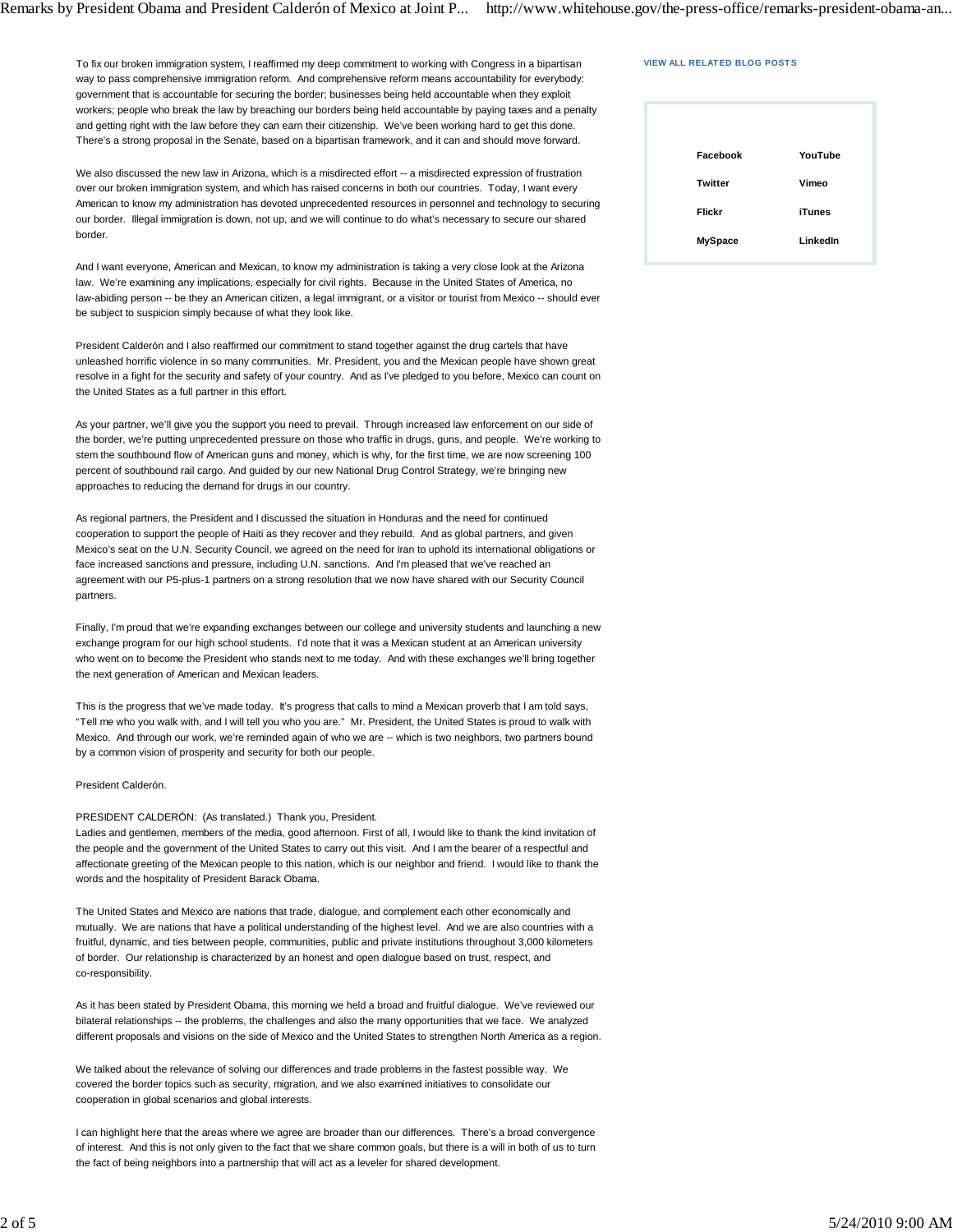To fix our broken immigration system, I reaffirmed my deep commitment to working with Congress in a bipartisan way to pass comprehensive immigration reform. And comprehensive reform means accountability for everybody: government that is accountable for securing the border; businesses being held accountable when they exploit workers; people who break the law by breaching our borders being held accountable by paying taxes and a penalty and getting right with the law before they can earn their citizenship. We've been working hard to get this done. There's a strong proposal in the Senate, based on a bipartisan framework, and it can and should move forward.

We also discussed the new law in Arizona, which is a misdirected effort -- a misdirected expression of frustration over our broken immigration system, and which has raised concerns in both our countries. Today, I want every American to know my administration has devoted unprecedented resources in personnel and technology to securing our border. Illegal immigration is down, not up, and we will continue to do what's necessary to secure our shared border.

And I want everyone, American and Mexican, to know my administration is taking a very close look at the Arizona law. We're examining any implications, especially for civil rights. Because in the United States of America, no law-abiding person -- be they an American citizen, a legal immigrant, or a visitor or tourist from Mexico -- should ever be subject to suspicion simply because of what they look like.

President Calderón and I also reaffirmed our commitment to stand together against the drug cartels that have unleashed horrific violence in so many communities. Mr. President, you and the Mexican people have shown great resolve in a fight for the security and safety of your country. And as I've pledged to you before, Mexico can count on the United States as a full partner in this effort.

As your partner, we'll give you the support you need to prevail. Through increased law enforcement on our side of the border, we're putting unprecedented pressure on those who traffic in drugs, guns, and people. We're working to stem the southbound flow of American guns and money, which is why, for the first time, we are now screening 100 percent of southbound rail cargo. And guided by our new National Drug Control Strategy, we're bringing new approaches to reducing the demand for drugs in our country.

As regional partners, the President and I discussed the situation in Honduras and the need for continued cooperation to support the people of Haiti as they recover and they rebuild. And as global partners, and given Mexico's seat on the U.N. Security Council, we agreed on the need for Iran to uphold its international obligations or face increased sanctions and pressure, including U.N. sanctions. And I'm pleased that we've reached an agreement with our P5-plus-1 partners on a strong resolution that we now have shared with our Security Council partners.

Finally, I'm proud that we're expanding exchanges between our college and university students and launching a new exchange program for our high school students. I'd note that it was a Mexican student at an American university who went on to become the President who stands next to me today. And with these exchanges we'll bring together the next generation of American and Mexican leaders.

This is the progress that we've made today. It's progress that calls to mind a Mexican proverb that I am told says, "Tell me who you walk with, and I will tell you who you are." Mr. President, the United States is proud to walk with Mexico. And through our work, we're reminded again of who we are -- which is two neighbors, two partners bound by a common vision of prosperity and security for both our people.

President Calderón.

PRESIDENT CALDERÓN: (As translated.) Thank you, President.
Ladies and gentlemen, members of the media, good afternoon. First of all, I would like to thank the kind invitation of the people and the government of the United States to carry out this visit. And I am the bearer of a respectful and affectionate greeting of the Mexican people to this nation, which is our neighbor and friend. I would like to thank the words and the hospitality of President Barack Obama.

The United States and Mexico are nations that trade, dialogue, and complement each other economically and mutually. We are nations that have a political understanding of the highest level. And we are also countries with a fruitful, dynamic, and ties between people, communities, public and private institutions throughout 3,000 kilometers of border. Our relationship is characterized by an honest and open dialogue based on trust, respect, and co-responsibility.

As it has been stated by President Obama, this morning we held a broad and fruitful dialogue. We've reviewed our bilateral relationships -- the problems, the challenges and also the many opportunities that we face. We analyzed different proposals and visions on the side of Mexico and the United States to strengthen North America as a region.

We talked about the relevance of solving our differences and trade problems in the fastest possible way. We covered the border topics such as security, migration, and we also examined initiatives to consolidate our cooperation in global scenarios and global interests.

I can highlight here that the areas where we agree are broader than our differences. There's a broad convergence of interest. And this is not only given to the fact that we share common goals, but there is a will in both of us to turn the fact of being neighbors into a partnership that will act as a leveler for shared development.

VIEW ALL RELATED BLOG POSTS

| | |
|---|---|
| Facebook | YouTube |
| Twitter | Vimeo |
| Flickr | iTunes |
| MySpace | LinkedIn |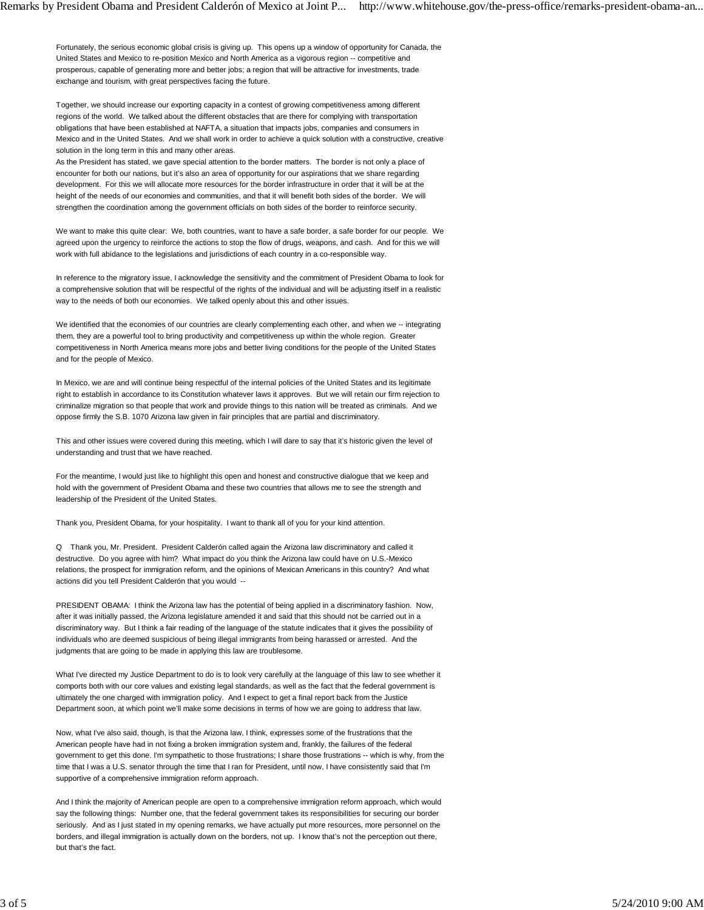Fortunately, the serious economic global crisis is giving up. This opens up a window of opportunity for Canada, the United States and Mexico to re-position Mexico and North America as a vigorous region -- competitive and prosperous, capable of generating more and better jobs; a region that will be attractive for investments, trade exchange and tourism, with great perspectives facing the future.

Together, we should increase our exporting capacity in a contest of growing competitiveness among different regions of the world. We talked about the different obstacles that are there for complying with transportation obligations that have been established at NAFTA, a situation that impacts jobs, companies and consumers in Mexico and in the United States. And we shall work in order to achieve a quick solution with a constructive, creative solution in the long term in this and many other areas.
As the President has stated, we gave special attention to the border matters. The border is not only a place of encounter for both our nations, but it's also an area of opportunity for our aspirations that we share regarding development. For this we will allocate more resources for the border infrastructure in order that it will be at the height of the needs of our economies and communities, and that it will benefit both sides of the border. We will strengthen the coordination among the government officials on both sides of the border to reinforce security.

We want to make this quite clear: We, both countries, want to have a safe border, a safe border for our people. We agreed upon the urgency to reinforce the actions to stop the flow of drugs, weapons, and cash. And for this we will work with full abidance to the legislations and jurisdictions of each country in a co-responsible way.

In reference to the migratory issue, I acknowledge the sensitivity and the commitment of President Obama to look for a comprehensive solution that will be respectful of the rights of the individual and will be adjusting itself in a realistic way to the needs of both our economies. We talked openly about this and other issues.

We identified that the economies of our countries are clearly complementing each other, and when we -- integrating them, they are a powerful tool to bring productivity and competitiveness up within the whole region. Greater competitiveness in North America means more jobs and better living conditions for the people of the United States and for the people of Mexico.

In Mexico, we are and will continue being respectful of the internal policies of the United States and its legitimate right to establish in accordance to its Constitution whatever laws it approves. But we will retain our firm rejection to criminalize migration so that people that work and provide things to this nation will be treated as criminals. And we oppose firmly the S.B. 1070 Arizona law given in fair principles that are partial and discriminatory.

This and other issues were covered during this meeting, which I will dare to say that it's historic given the level of understanding and trust that we have reached.

For the meantime, I would just like to highlight this open and honest and constructive dialogue that we keep and hold with the government of President Obama and these two countries that allows me to see the strength and leadership of the President of the United States.

Thank you, President Obama, for your hospitality. I want to thank all of you for your kind attention.

Q Thank you, Mr. President. President Calderón called again the Arizona law discriminatory and called it destructive. Do you agree with him? What impact do you think the Arizona law could have on U.S.-Mexico relations, the prospect for immigration reform, and the opinions of Mexican Americans in this country? And what actions did you tell President Calderón that you would --

PRESIDENT OBAMA: I think the Arizona law has the potential of being applied in a discriminatory fashion. Now, after it was initially passed, the Arizona legislature amended it and said that this should not be carried out in a discriminatory way. But I think a fair reading of the language of the statute indicates that it gives the possibility of individuals who are deemed suspicious of being illegal immigrants from being harassed or arrested. And the judgments that are going to be made in applying this law are troublesome.

What I've directed my Justice Department to do is to look very carefully at the language of this law to see whether it comports both with our core values and existing legal standards, as well as the fact that the federal government is ultimately the one charged with immigration policy. And I expect to get a final report back from the Justice Department soon, at which point we'll make some decisions in terms of how we are going to address that law.

Now, what I've also said, though, is that the Arizona law, I think, expresses some of the frustrations that the American people have had in not fixing a broken immigration system and, frankly, the failures of the federal government to get this done. I'm sympathetic to those frustrations; I share those frustrations -- which is why, from the time that I was a U.S. senator through the time that I ran for President, until now, I have consistently said that I'm supportive of a comprehensive immigration reform approach.

And I think the majority of American people are open to a comprehensive immigration reform approach, which would say the following things: Number one, that the federal government takes its responsibilities for securing our border seriously. And as I just stated in my opening remarks, we have actually put more resources, more personnel on the borders, and illegal immigration is actually down on the borders, not up. I know that's not the perception out there, but that's the fact.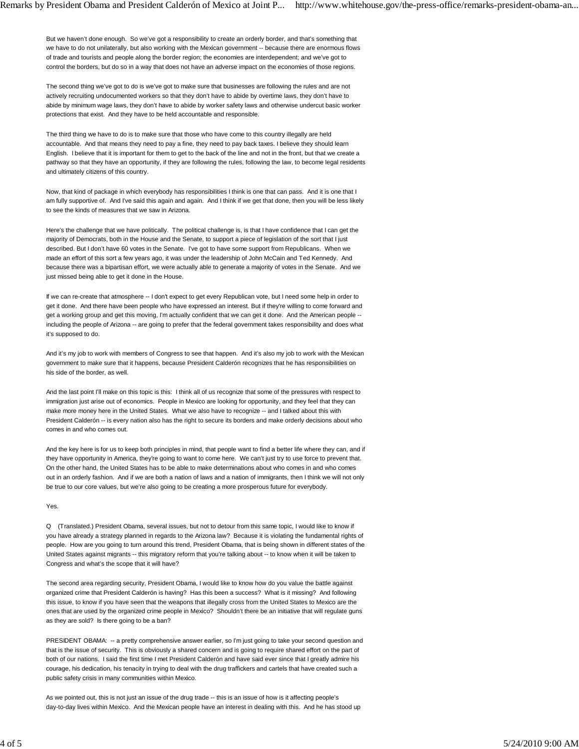But we haven't done enough. So we've got a responsibility to create an orderly border, and that's something that we have to do not unilaterally, but also working with the Mexican government -- because there are enormous flows of trade and tourists and people along the border region; the economies are interdependent; and we've got to control the borders, but do so in a way that does not have an adverse impact on the economies of those regions.

The second thing we've got to do is we've got to make sure that businesses are following the rules and are not actively recruiting undocumented workers so that they don't have to abide by overtime laws, they don't have to abide by minimum wage laws, they don't have to abide by worker safety laws and otherwise undercut basic worker protections that exist. And they have to be held accountable and responsible.

The third thing we have to do is to make sure that those who have come to this country illegally are held accountable. And that means they need to pay a fine, they need to pay back taxes. I believe they should learn English. I believe that it is important for them to get to the back of the line and not in the front, but that we create a pathway so that they have an opportunity, if they are following the rules, following the law, to become legal residents and ultimately citizens of this country.

Now, that kind of package in which everybody has responsibilities I think is one that can pass. And it is one that I am fully supportive of. And I've said this again and again. And I think if we get that done, then you will be less likely to see the kinds of measures that we saw in Arizona.

Here's the challenge that we have politically. The political challenge is, is that I have confidence that I can get the majority of Democrats, both in the House and the Senate, to support a piece of legislation of the sort that I just described. But I don't have 60 votes in the Senate. I've got to have some support from Republicans. When we made an effort of this sort a few years ago, it was under the leadership of John McCain and Ted Kennedy. And because there was a bipartisan effort, we were actually able to generate a majority of votes in the Senate. And we just missed being able to get it done in the House.

If we can re-create that atmosphere -- I don't expect to get every Republican vote, but I need some help in order to get it done. And there have been people who have expressed an interest. But if they're willing to come forward and get a working group and get this moving, I'm actually confident that we can get it done. And the American people -- including the people of Arizona -- are going to prefer that the federal government takes responsibility and does what it's supposed to do.

And it's my job to work with members of Congress to see that happen. And it's also my job to work with the Mexican government to make sure that it happens, because President Calderón recognizes that he has responsibilities on his side of the border, as well.

And the last point I'll make on this topic is this: I think all of us recognize that some of the pressures with respect to immigration just arise out of economics. People in Mexico are looking for opportunity, and they feel that they can make more money here in the United States. What we also have to recognize -- and I talked about this with President Calderón -- is every nation also has the right to secure its borders and make orderly decisions about who comes in and who comes out.

And the key here is for us to keep both principles in mind, that people want to find a better life where they can, and if they have opportunity in America, they're going to want to come here. We can't just try to use force to prevent that. On the other hand, the United States has to be able to make determinations about who comes in and who comes out in an orderly fashion. And if we are both a nation of laws and a nation of immigrants, then I think we will not only be true to our core values, but we're also going to be creating a more prosperous future for everybody.

Yes.

Q (Translated.) President Obama, several issues, but not to detour from this same topic, I would like to know if you have already a strategy planned in regards to the Arizona law? Because it is violating the fundamental rights of people. How are you going to turn around this trend, President Obama, that is being shown in different states of the United States against migrants -- this migratory reform that you're talking about -- to know when it will be taken to Congress and what's the scope that it will have?

The second area regarding security, President Obama, I would like to know how do you value the battle against organized crime that President Calderón is having? Has this been a success? What is it missing? And following this issue, to know if you have seen that the weapons that illegally cross from the United States to Mexico are the ones that are used by the organized crime people in Mexico? Shouldn't there be an initiative that will regulate guns as they are sold? Is there going to be a ban?

PRESIDENT OBAMA: -- a pretty comprehensive answer earlier, so I'm just going to take your second question and that is the issue of security. This is obviously a shared concern and is going to require shared effort on the part of both of our nations. I said the first time I met President Calderón and have said ever since that I greatly admire his courage, his dedication, his tenacity in trying to deal with the drug traffickers and cartels that have created such a public safety crisis in many communities within Mexico.

As we pointed out, this is not just an issue of the drug trade -- this is an issue of how is it affecting people's day-to-day lives within Mexico. And the Mexican people have an interest in dealing with this. And he has stood up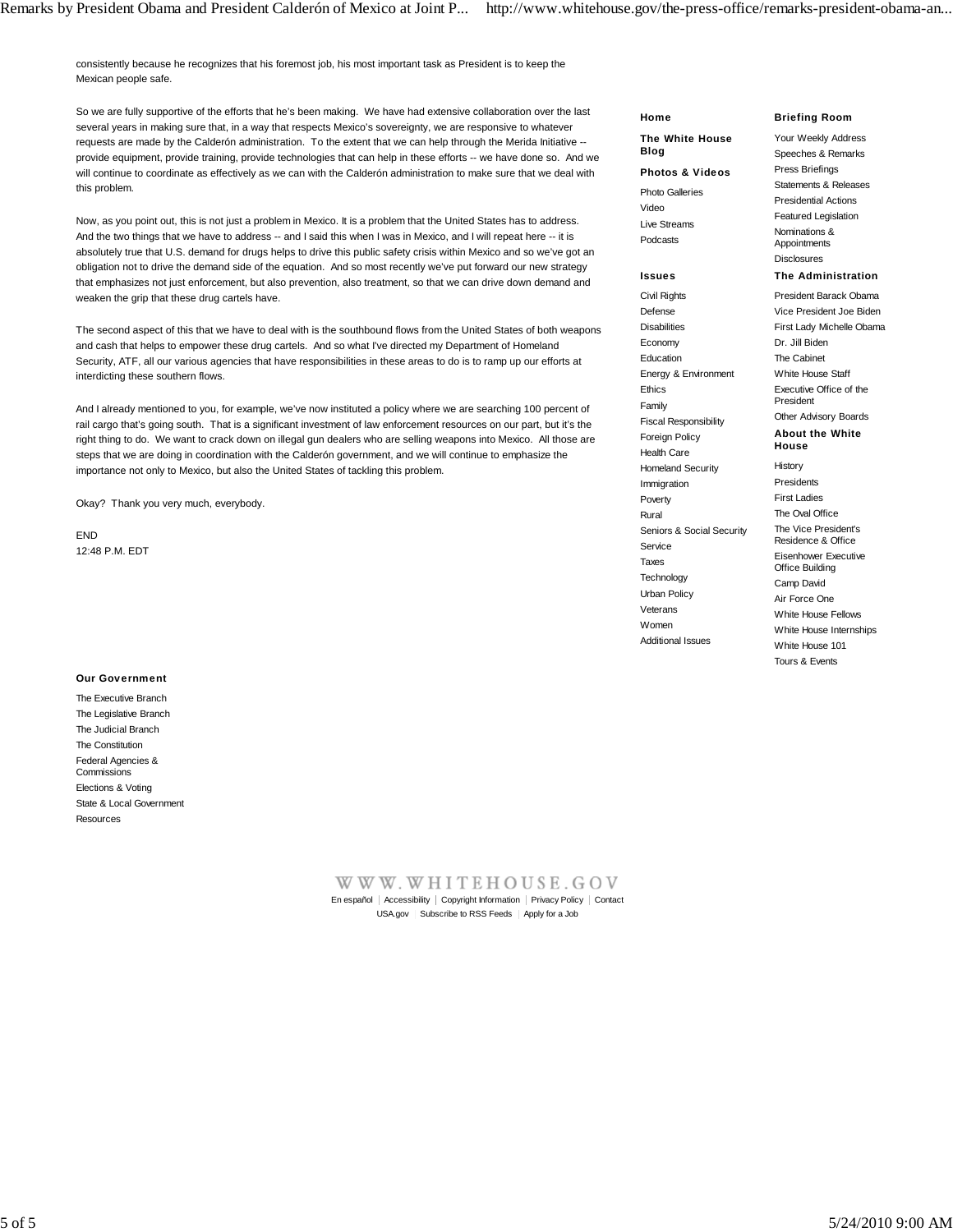consistently because he recognizes that his foremost job, his most important task as President is to keep the Mexican people safe.

So we are fully supportive of the efforts that he's been making. We have had extensive collaboration over the last several years in making sure that, in a way that respects Mexico's sovereignty, we are responsive to whatever requests are made by the Calderón administration. To the extent that we can help through the Merida Initiative -- provide equipment, provide training, provide technologies that can help in these efforts -- we have done so. And we will continue to coordinate as effectively as we can with the Calderón administration to make sure that we deal with this problem.

Now, as you point out, this is not just a problem in Mexico. It is a problem that the United States has to address. And the two things that we have to address -- and I said this when I was in Mexico, and I will repeat here -- it is absolutely true that U.S. demand for drugs helps to drive this public safety crisis within Mexico and so we've got an obligation not to drive the demand side of the equation. And so most recently we've put forward our new strategy that emphasizes not just enforcement, but also prevention, also treatment, so that we can drive down demand and weaken the grip that these drug cartels have.

The second aspect of this that we have to deal with is the southbound flows from the United States of both weapons and cash that helps to empower these drug cartels. And so what I've directed my Department of Homeland Security, ATF, all our various agencies that have responsibilities in these areas to do is to ramp up our efforts at interdicting these southern flows.

And I already mentioned to you, for example, we've now instituted a policy where we are searching 100 percent of rail cargo that's going south. That is a significant investment of law enforcement resources on our part, but it's the right thing to do. We want to crack down on illegal gun dealers who are selling weapons into Mexico. All those are steps that we are doing in coordination with the Calderón government, and we will continue to emphasize the importance not only to Mexico, but also the United States of tackling this problem.

Okay? Thank you very much, everybody.

END
12:48 P.M. EDT

**Home**

**The White House Blog**

**Photos & Videos**

- Photo Galleries
- Video
- Live Streams
- Podcasts

**Issues**

- Civil Rights
- Defense
- Disabilities
- Economy
- Education
- Energy & Environment
- Ethics
- Family
- Fiscal Responsibility
- Foreign Policy
- Health Care
- Homeland Security
- Immigration
- Poverty
- Rural
- Seniors & Social Security
- Service
- Taxes
- Technology
- Urban Policy
- Veterans
- Women
- Additional Issues

**Briefing Room**

- Your Weekly Address
- Speeches & Remarks
- Press Briefings
- Statements & Releases
- Presidential Actions
- Featured Legislation
- Nominations & Appointments
- Disclosures

**The Administration**

- President Barack Obama
- Vice President Joe Biden
- First Lady Michelle Obama
- Dr. Jill Biden
- The Cabinet
- White House Staff
- Executive Office of the President
- Other Advisory Boards

**About the White House**

- History
- Presidents
- First Ladies
- The Oval Office
- The Vice President's Residence & Office
- Eisenhower Executive Office Building
- Camp David
- Air Force One
- White House Fellows
- White House Internships
- White House 101
- Tours & Events

**Our Government**

- The Executive Branch
- The Legislative Branch
- The Judicial Branch
- The Constitution
- Federal Agencies & Commissions
- Elections & Voting
- State & Local Government
- Resources

WWW.WHITEHOUSE.GOV

En español | Accessibility | Copyright Information | Privacy Policy | Contact
USA.gov | Subscribe to RSS Feeds | Apply for a Job